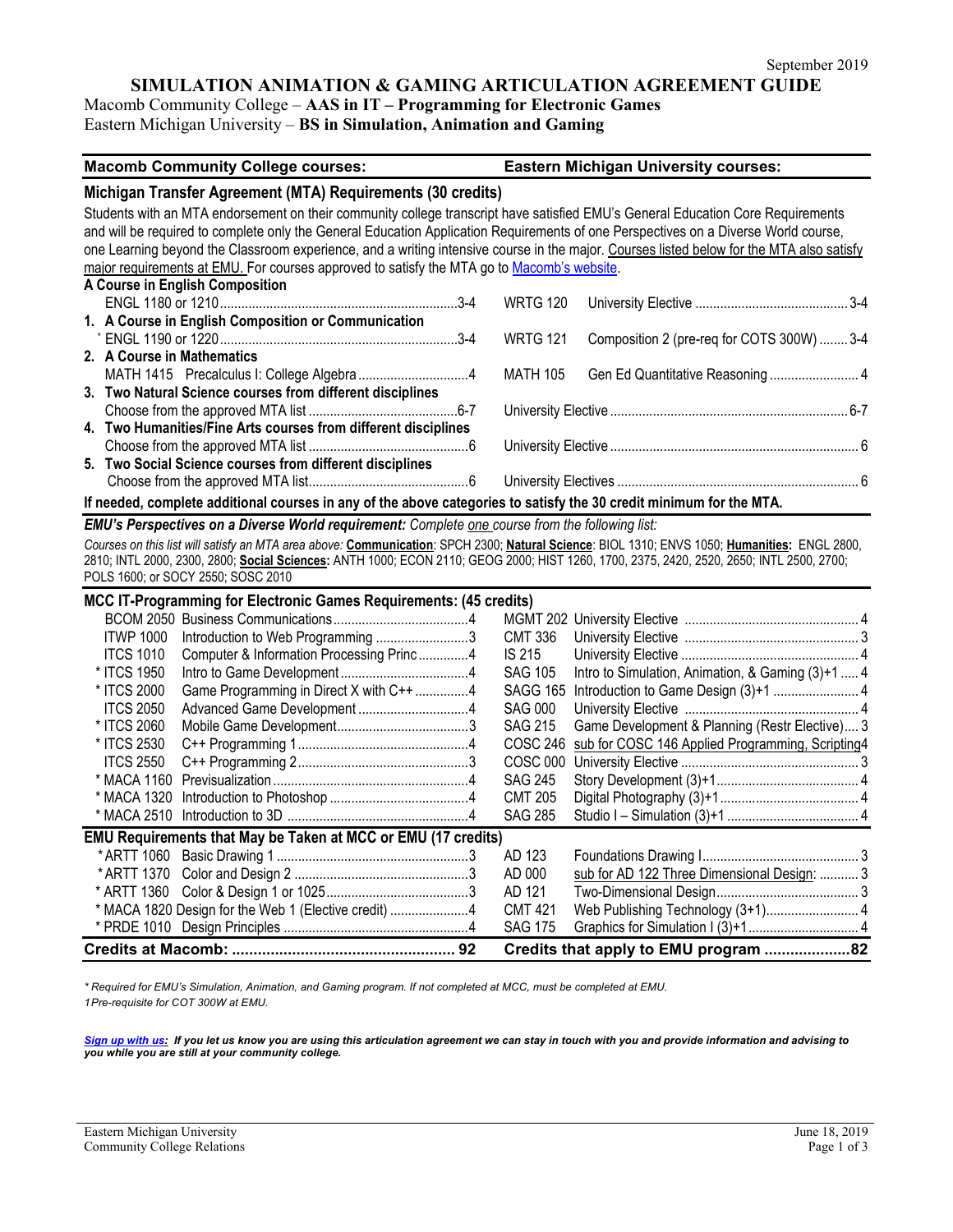September 2019

# SIMULATION ANIMATION & GAMING ARTICULATION AGREEMENT GUIDE

Macomb Community College – **AAS in IT – Programming for Electronic Games**
Eastern Michigan University – **BS in Simulation, Animation and Gaming**

| Macomb Community College courses: | | Eastern Michigan University courses: | |
|---|---|---|---|

## Michigan Transfer Agreement (MTA) Requirements (30 credits)

Students with an MTA endorsement on their community college transcript have satisfied EMU's General Education Core Requirements and will be required to complete only the General Education Application Requirements of one Perspectives on a Diverse World course, one Learning beyond the Classroom experience, and a writing intensive course in the major. Courses listed below for the MTA also satisfy major requirements at EMU. For courses approved to satisfy the MTA go to Macomb's website.

| Macomb Community College courses | Credits | Eastern Michigan University courses | Credits |
|---|---|---|---|
| **A Course in English Composition** | | | |
| ENGL 1180 or 1210 | 3-4 | WRTG 120 University Elective | 3-4 |
| **1. A Course in English Composition or Communication** | | | |
| [1] ENGL 1190 or 1220 | 3-4 | WRTG 121 Composition 2 (pre-req for COTS 300W) | 3-4 |
| **2. A Course in Mathematics** | | | |
| MATH 1415 Precalculus I: College Algebra | 4 | MATH 105 Gen Ed Quantitative Reasoning | 4 |
| **3. Two Natural Science courses from different disciplines** | | | |
| Choose from the approved MTA list | 6-7 | University Elective | 6-7 |
| **4. Two Humanities/Fine Arts courses from different disciplines** | | | |
| Choose from the approved MTA list | 6 | University Elective | 6 |
| **5. Two Social Science courses from different disciplines** | | | |
| Choose from the approved MTA list | 6 | University Electives | 6 |

**If needed, complete additional courses in any of the above categories to satisfy the 30 credit minimum for the MTA.**

***EMU's Perspectives on a Diverse World requirement:*** *Complete one course from the following list:*

*Courses on this list will satisfy an MTA area above:* ***Communication****: SPCH 2300;* ***Natural Science****: BIOL 1310; ENVS 1050;* ***Humanities:*** *ENGL 2800, 2810; INTL 2000, 2300, 2800;* ***Social Sciences:*** *ANTH 1000; ECON 2110; GEOG 2000; HIST 1260, 1700, 2375, 2420, 2520, 2650; INTL 2500, 2700; POLS 1600; or SOCY 2550; SOSC 2010*

## MCC IT-Programming for Electronic Games Requirements: (45 credits)

| Macomb Course | Title | Credits | EMU Course | Title | Credits |
|---|---|---|---|---|---|
| BCOM 2050 | Business Communications | 4 | MGMT 202 | University Elective | 4 |
| ITWP 1000 | Introduction to Web Programming | 3 | CMT 336 | University Elective | 3 |
| ITCS 1010 | Computer & Information Processing Princ | 4 | IS 215 | University Elective | 4 |
| * ITCS 1950 | Intro to Game Development | 4 | SAG 105 | Intro to Simulation, Animation, & Gaming (3)+1 | 4 |
| * ITCS 2000 | Game Programming in Direct X with C++ | 4 | SAGG 165 | Introduction to Game Design (3)+1 | 4 |
| ITCS 2050 | Advanced Game Development | 4 | SAG 000 | University Elective | 4 |
| * ITCS 2060 | Mobile Game Development | 3 | SAG 215 | Game Development & Planning (Restr Elective) | 3 |
| * ITCS 2530 | C++ Programming 1 | 4 | COSC 246 | sub for COSC 146 Applied Programming, Scripting | 4 |
| ITCS 2550 | C++ Programming 2 | 3 | COSC 000 | University Elective | 3 |
| * MACA 1160 | Previsualization | 4 | SAG 245 | Story Development (3)+1 | 4 |
| * MACA 1320 | Introduction to Photoshop | 4 | CMT 205 | Digital Photography (3)+1 | 4 |
| * MACA 2510 | Introduction to 3D | 4 | SAG 285 | Studio I – Simulation (3)+1 | 4 |

## EMU Requirements that May be Taken at MCC or EMU (17 credits)

| Macomb Course | Title | Credits | EMU Course | Title | Credits |
|---|---|---|---|---|---|
| * ARTT 1060 | Basic Drawing 1 | 3 | AD 123 | Foundations Drawing I | 3 |
| * ARTT 1370 | Color and Design 2 | 3 | AD 000 | sub for AD 122 Three Dimensional Design: | 3 |
| * ARTT 1360 | Color & Design 1 or 1025 | 3 | AD 121 | Two-Dimensional Design | 3 |
| * MACA 1820 | Design for the Web 1 (Elective credit) | 4 | CMT 421 | Web Publishing Technology (3+1) | 4 |
| * PRDE 1010 | Design Principles | 4 | SAG 175 | Graphics for Simulation I (3)+1 | 4 |
| **Credits at Macomb:** | | **92** | **Credits that apply to EMU program** | | **82** |

*\* Required for EMU's Simulation, Animation, and Gaming program. If not completed at MCC, must be completed at EMU.*
*1Pre-requisite for COT 300W at EMU.*

***Sign up with us:*** ***If you let us know you are using this articulation agreement we can stay in touch with you and provide information and advising to you while you are still at your community college.***

Eastern Michigan University
Community College Relations

June 18, 2019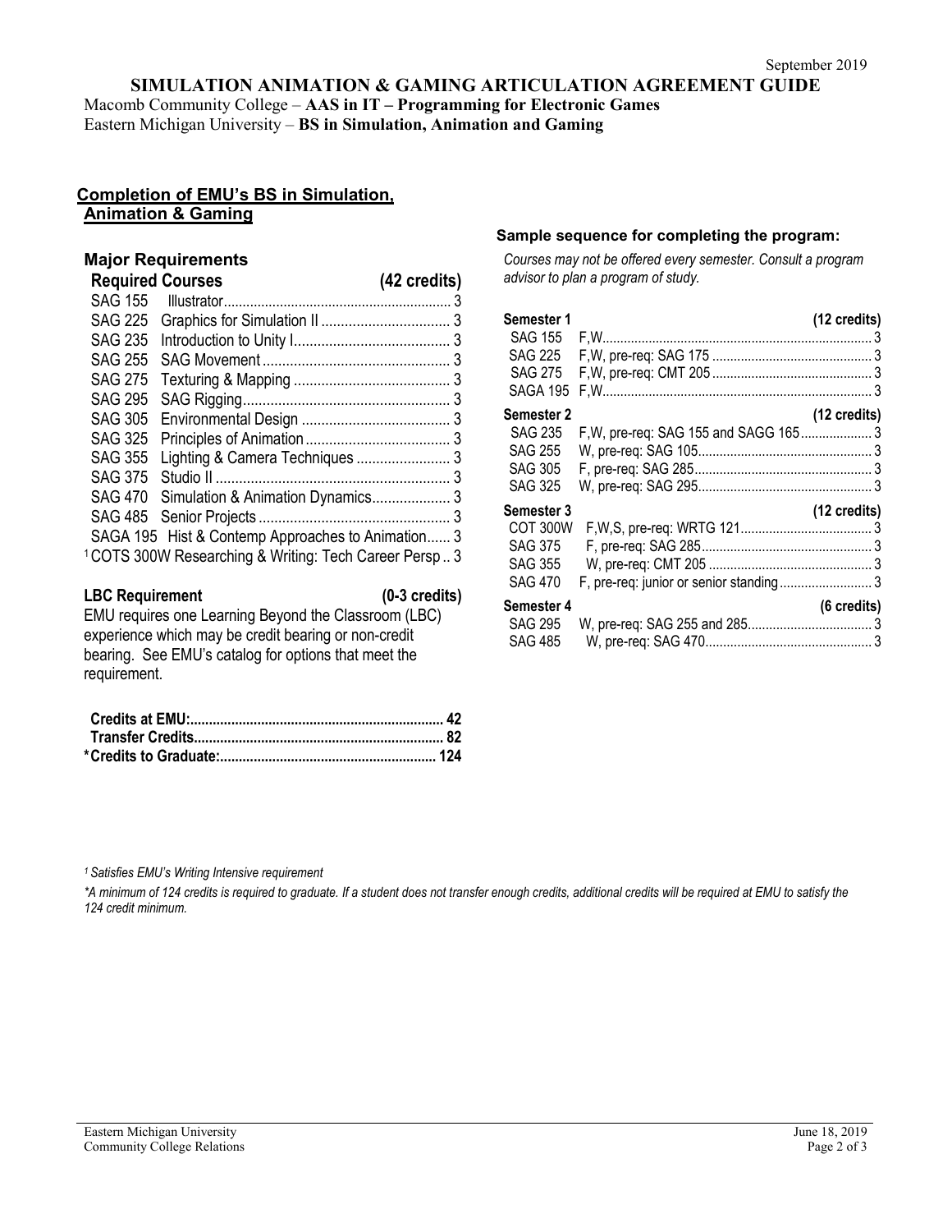September 2019

# SIMULATION ANIMATION & GAMING ARTICULATION AGREEMENT GUIDE

Macomb Community College – **AAS in IT – Programming for Electronic Games**
Eastern Michigan University – **BS in Simulation, Animation and Gaming**

## Completion of EMU's BS in Simulation, Animation & Gaming

### Major Requirements

**Required Courses (42 credits)**

| Course | Title | Credits |
|---|---|---|
| SAG 155 | Illustrator | 3 |
| SAG 225 | Graphics for Simulation II | 3 |
| SAG 235 | Introduction to Unity I | 3 |
| SAG 255 | SAG Movement | 3 |
| SAG 275 | Texturing & Mapping | 3 |
| SAG 295 | SAG Rigging | 3 |
| SAG 305 | Environmental Design | 3 |
| SAG 325 | Principles of Animation | 3 |
| SAG 355 | Lighting & Camera Techniques | 3 |
| SAG 375 | Studio II | 3 |
| SAG 470 | Simulation & Animation Dynamics | 3 |
| SAG 485 | Senior Projects | 3 |
| SAGA 195 | Hist & Contemp Approaches to Animation | 3 |
| [1] COTS 300W | Researching & Writing: Tech Career Persp | 3 |

**LBC Requirement (0-3 credits)**

EMU requires one Learning Beyond the Classroom (LBC) experience which may be credit bearing or non-credit bearing. See EMU's catalog for options that meet the requirement.

| | |
|---|---|
| **Credits at EMU:** | **42** |
| **Transfer Credits** | **82** |
| ***Credits to Graduate:** | **124** |

### Sample sequence for completing the program:

*Courses may not be offered every semester. Consult a program advisor to plan a program of study.*

| Course | Offered / Pre-requisites | Credits |
|---|---|---|
| **Semester 1** | | **(12 credits)** |
| SAG 155 | F,W | 3 |
| SAG 225 | F,W, pre-req: SAG 175 | 3 |
| SAG 275 | F,W, pre-req: CMT 205 | 3 |
| SAGA 195 | F,W | 3 |
| **Semester 2** | | **(12 credits)** |
| SAG 235 | F,W, pre-req: SAG 155 and SAGG 165 | 3 |
| SAG 255 | W, pre-req: SAG 105 | 3 |
| SAG 305 | F, pre-req: SAG 285 | 3 |
| SAG 325 | W, pre-req: SAG 295 | 3 |
| **Semester 3** | | **(12 credits)** |
| COT 300W | F,W,S, pre-req: WRTG 121 | 3 |
| SAG 375 | F, pre-req: SAG 285 | 3 |
| SAG 355 | W, pre-req: CMT 205 | 3 |
| SAG 470 | F, pre-req: junior or senior standing | 3 |
| **Semester 4** | | **(6 credits)** |
| SAG 295 | W, pre-req: SAG 255 and 285 | 3 |
| SAG 485 | W, pre-req: SAG 470 | 3 |

*[1] Satisfies EMU's Writing Intensive requirement*

*\*A minimum of 124 credits is required to graduate. If a student does not transfer enough credits, additional credits will be required at EMU to satisfy the 124 credit minimum.*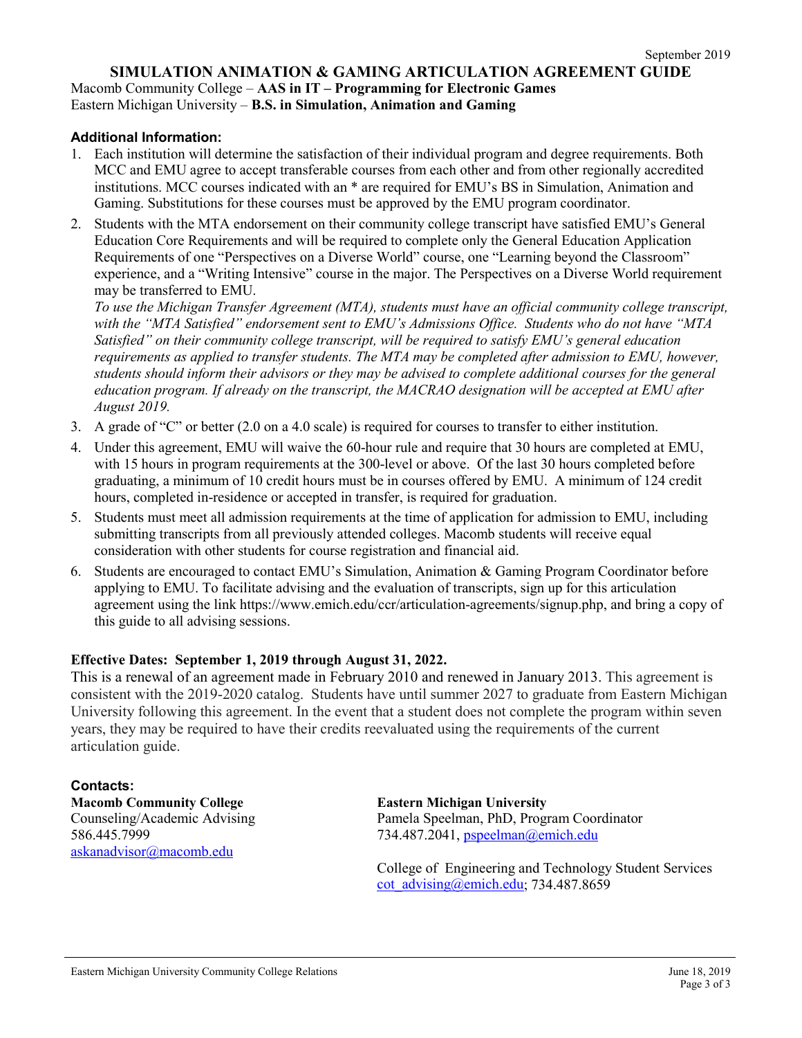September 2019

# SIMULATION ANIMATION & GAMING ARTICULATION AGREEMENT GUIDE

Macomb Community College – **AAS in IT – Programming for Electronic Games**
Eastern Michigan University – **B.S. in Simulation, Animation and Gaming**

### Additional Information:

1. Each institution will determine the satisfaction of their individual program and degree requirements. Both MCC and EMU agree to accept transferable courses from each other and from other regionally accredited institutions. MCC courses indicated with an * are required for EMU's BS in Simulation, Animation and Gaming. Substitutions for these courses must be approved by the EMU program coordinator.
2. Students with the MTA endorsement on their community college transcript have satisfied EMU's General Education Core Requirements and will be required to complete only the General Education Application Requirements of one "Perspectives on a Diverse World" course, one "Learning beyond the Classroom" experience, and a "Writing Intensive" course in the major. The Perspectives on a Diverse World requirement may be transferred to EMU.
   *To use the Michigan Transfer Agreement (MTA), students must have an official community college transcript, with the "MTA Satisfied" endorsement sent to EMU's Admissions Office. Students who do not have "MTA Satisfied" on their community college transcript, will be required to satisfy EMU's general education requirements as applied to transfer students. The MTA may be completed after admission to EMU, however, students should inform their advisors or they may be advised to complete additional courses for the general education program. If already on the transcript, the MACRAO designation will be accepted at EMU after August 2019.*
3. A grade of "C" or better (2.0 on a 4.0 scale) is required for courses to transfer to either institution.
4. Under this agreement, EMU will waive the 60-hour rule and require that 30 hours are completed at EMU, with 15 hours in program requirements at the 300-level or above. Of the last 30 hours completed before graduating, a minimum of 10 credit hours must be in courses offered by EMU. A minimum of 124 credit hours, completed in-residence or accepted in transfer, is required for graduation.
5. Students must meet all admission requirements at the time of application for admission to EMU, including submitting transcripts from all previously attended colleges. Macomb students will receive equal consideration with other students for course registration and financial aid.
6. Students are encouraged to contact EMU's Simulation, Animation & Gaming Program Coordinator before applying to EMU. To facilitate advising and the evaluation of transcripts, sign up for this articulation agreement using the link https://www.emich.edu/ccr/articulation-agreements/signup.php, and bring a copy of this guide to all advising sessions.

**Effective Dates: September 1, 2019 through August 31, 2022.**

This is a renewal of an agreement made in February 2010 and renewed in January 2013. This agreement is consistent with the 2019-2020 catalog. Students have until summer 2027 to graduate from Eastern Michigan University following this agreement. In the event that a student does not complete the program within seven years, they may be required to have their credits reevaluated using the requirements of the current articulation guide.

### Contacts:

**Macomb Community College**
Counseling/Academic Advising
586.445.7999
askanadvisor@macomb.edu

**Eastern Michigan University**
Pamela Speelman, PhD, Program Coordinator
734.487.2041, pspeelman@emich.edu

College of Engineering and Technology Student Services
cot_advising@emich.edu; 734.487.8659

Eastern Michigan University Community College Relations

June 18, 2019